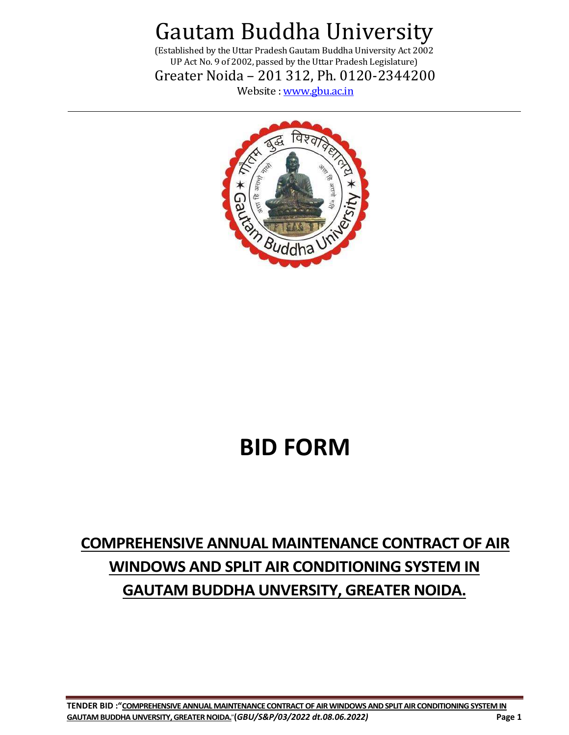# Gautam Buddha University

(Established by the Uttar Pradesh Gautam Buddha University Act 2002
UP Act No. 9 of 2002, passed by the Uttar Pradesh Legislature)

Greater Noida – 201 312, Ph. 0120-2344200

Website : [www.gbu.ac.in](http://www.gbu.ac.in)

---

# BID FORM

## COMPREHENSIVE ANNUAL MAINTENANCE CONTRACT OF AIR WINDOWS AND SPLIT AIR CONDITIONING SYSTEM IN GAUTAM BUDDHA UNVERSITY, GREATER NOIDA.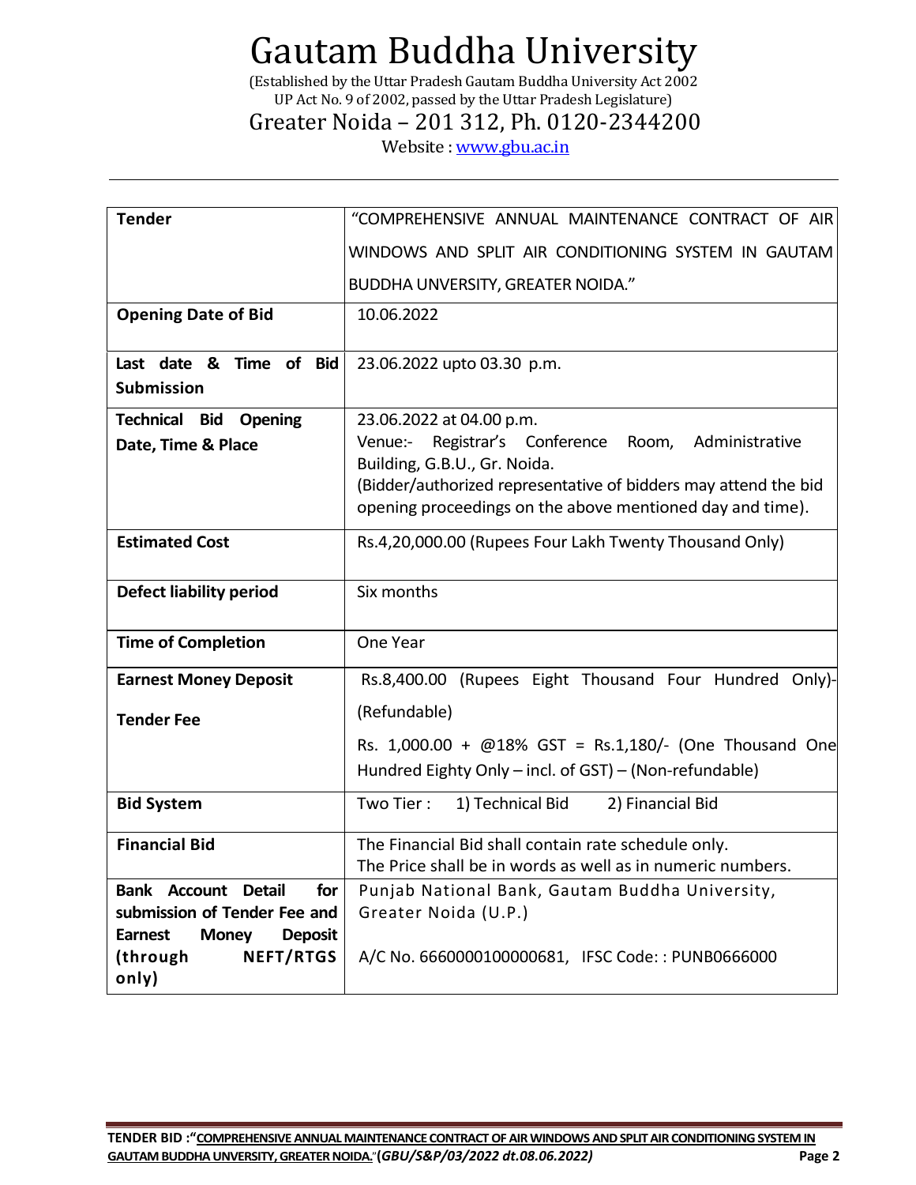# Gautam Buddha University

(Established by the Uttar Pradesh Gautam Buddha University Act 2002
UP Act No. 9 of 2002, passed by the Uttar Pradesh Legislature)

Greater Noida – 201 312, Ph. 0120-2344200

Website : www.gbu.ac.in

| **Tender** | "COMPREHENSIVE ANNUAL MAINTENANCE CONTRACT OF AIR WINDOWS AND SPLIT AIR CONDITIONING SYSTEM IN GAUTAM BUDDHA UNVERSITY, GREATER NOIDA." |
|---|---|
| **Opening Date of Bid** | 10.06.2022 |
| **Last date & Time of Bid Submission** | 23.06.2022 upto 03.30 p.m. |
| **Technical Bid Opening Date, Time & Place** | 23.06.2022 at 04.00 p.m.<br>Venue:- Registrar's Conference Room, Administrative Building, G.B.U., Gr. Noida.<br>(Bidder/authorized representative of bidders may attend the bid opening proceedings on the above mentioned day and time). |
| **Estimated Cost** | Rs.4,20,000.00 (Rupees Four Lakh Twenty Thousand Only) |
| **Defect liability period** | Six months |
| **Time of Completion** | One Year |
| **Earnest Money Deposit**<br><br>**Tender Fee** | Rs.8,400.00 (Rupees Eight Thousand Four Hundred Only)-(Refundable)<br><br>Rs. 1,000.00 + @18% GST = Rs.1,180/- (One Thousand One Hundred Eighty Only – incl. of GST) – (Non-refundable) |
| **Bid System** | Two Tier : 1) Technical Bid 2) Financial Bid |
| **Financial Bid** | The Financial Bid shall contain rate schedule only.<br>The Price shall be in words as well as in numeric numbers. |
| **Bank Account Detail for submission of Tender Fee and Earnest Money Deposit (through NEFT/RTGS only)** | Punjab National Bank, Gautam Buddha University, Greater Noida (U.P.)<br><br>A/C No. 6660000100000681, IFSC Code: : PUNB0666000 |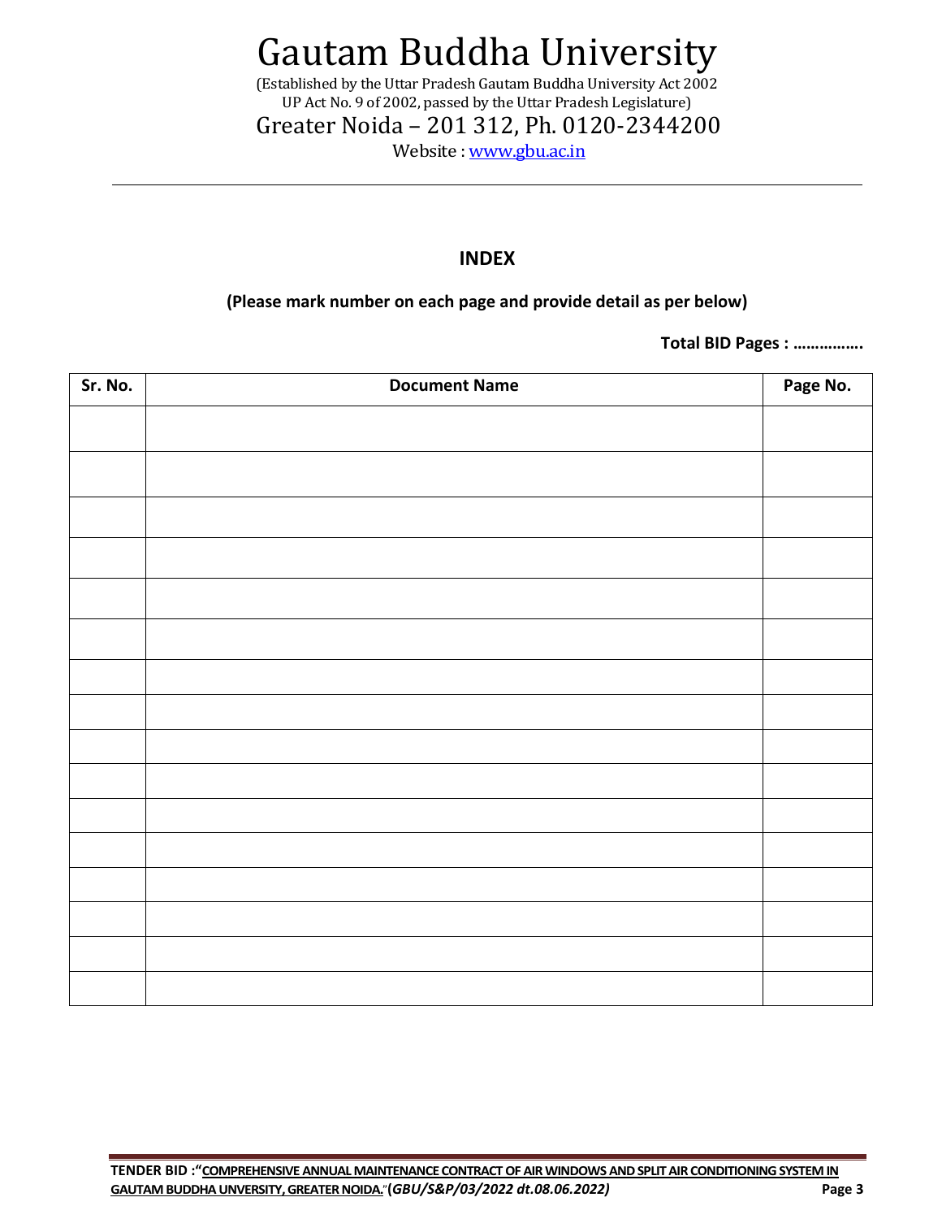# Gautam Buddha University

(Established by the Uttar Pradesh Gautam Buddha University Act 2002
UP Act No. 9 of 2002, passed by the Uttar Pradesh Legislature)

Greater Noida – 201 312, Ph. 0120-2344200

Website : www.gbu.ac.in

---

## INDEX

**(Please mark number on each page and provide detail as per below)**

**Total BID Pages : …………….**

| Sr. No. | Document Name | Page No. |
|---|---|---|
| | | |
| | | |
| | | |
| | | |
| | | |
| | | |
| | | |
| | | |
| | | |
| | | |
| | | |
| | | |
| | | |
| | | |
| | | |
| | | |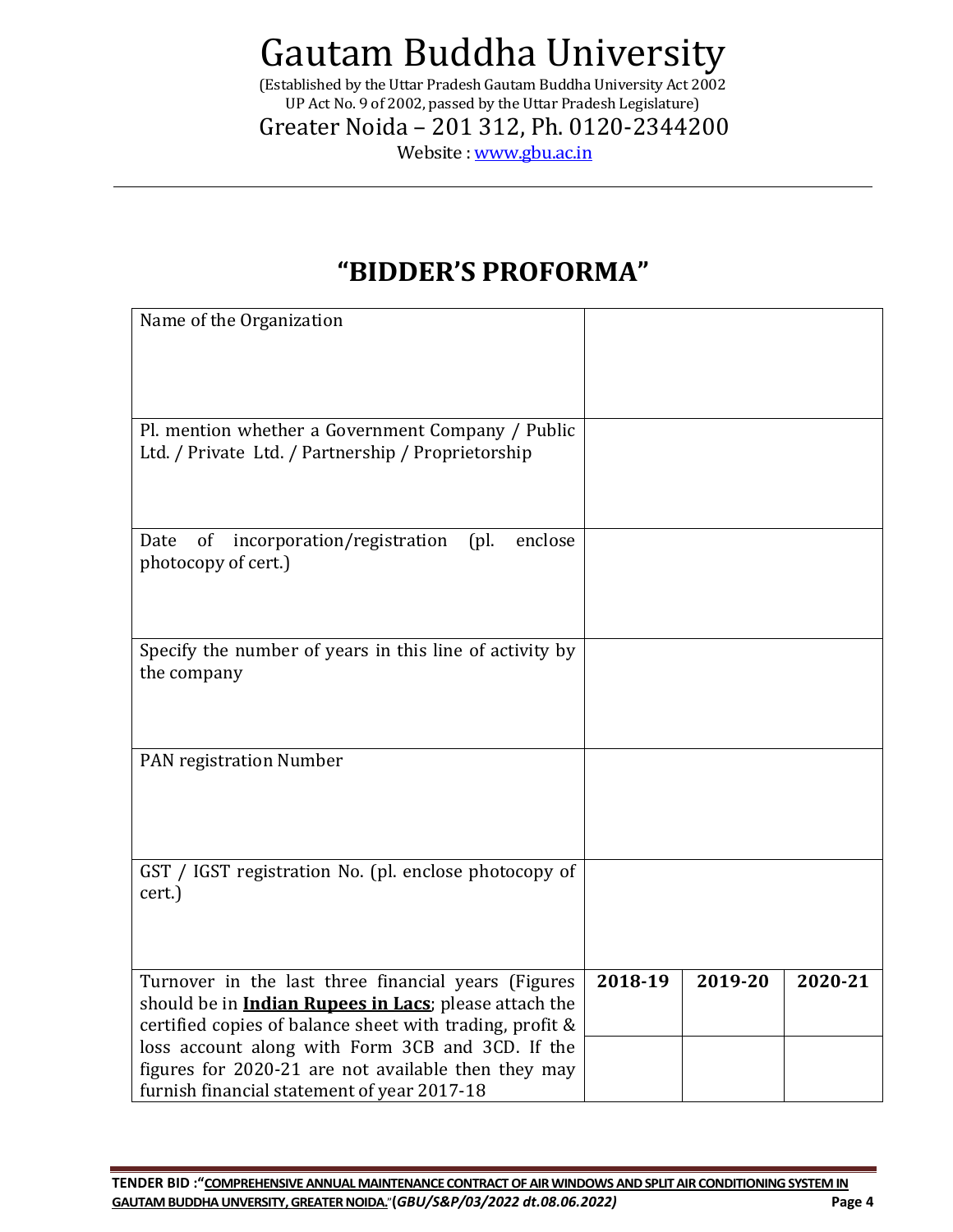# Gautam Buddha University

(Established by the Uttar Pradesh Gautam Buddha University Act 2002
UP Act No. 9 of 2002, passed by the Uttar Pradesh Legislature)

Greater Noida – 201 312, Ph. 0120-2344200

Website : www.gbu.ac.in

## "BIDDER'S PROFORMA"

| | | | |
|---|---|---|---|
| Name of the Organization | | | |
| Pl. mention whether a Government Company / Public Ltd. / Private Ltd. / Partnership / Proprietorship | | | |
| Date of incorporation/registration (pl. enclose photocopy of cert.) | | | |
| Specify the number of years in this line of activity by the company | | | |
| PAN registration Number | | | |
| GST / IGST registration No. (pl. enclose photocopy of cert.) | | | |
| Turnover in the last three financial years (Figures should be in **Indian Rupees in Lacs**; please attach the certified copies of balance sheet with trading, profit & loss account along with Form 3CB and 3CD. If the figures for 2020-21 are not available then they may furnish financial statement of year 2017-18 | **2018-19** | **2019-20** | **2020-21** |
| | | | |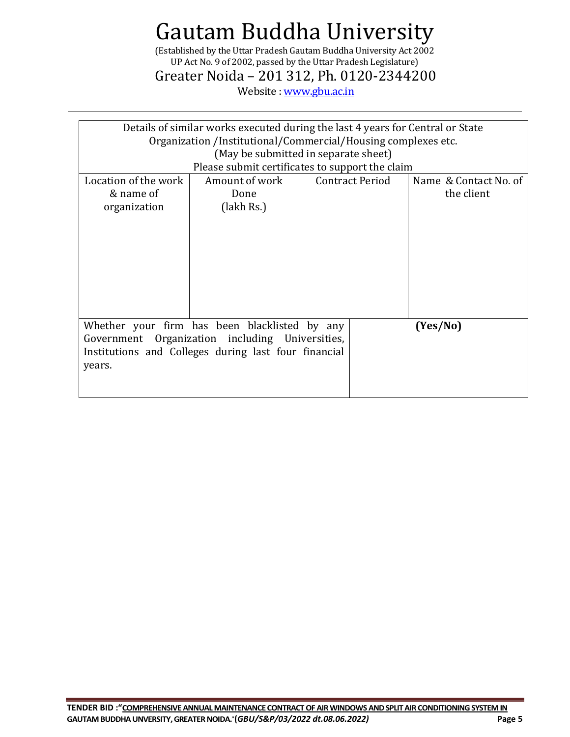| Details of similar works executed during the last 4 years for Central or State Organization /Institutional/Commercial/Housing complexes etc. (May be submitted in separate sheet) Please submit certificates to support the claim | | | |
|---|---|---|---|
| Location of the work & name of organization | Amount of work Done (lakh Rs.) | Contract Period | Name & Contact No. of the client |
| | | | |

| Whether your firm has been blacklisted by any Government Organization including Universities, Institutions and Colleges during last four financial years. | **(Yes/No)** |
|---|---|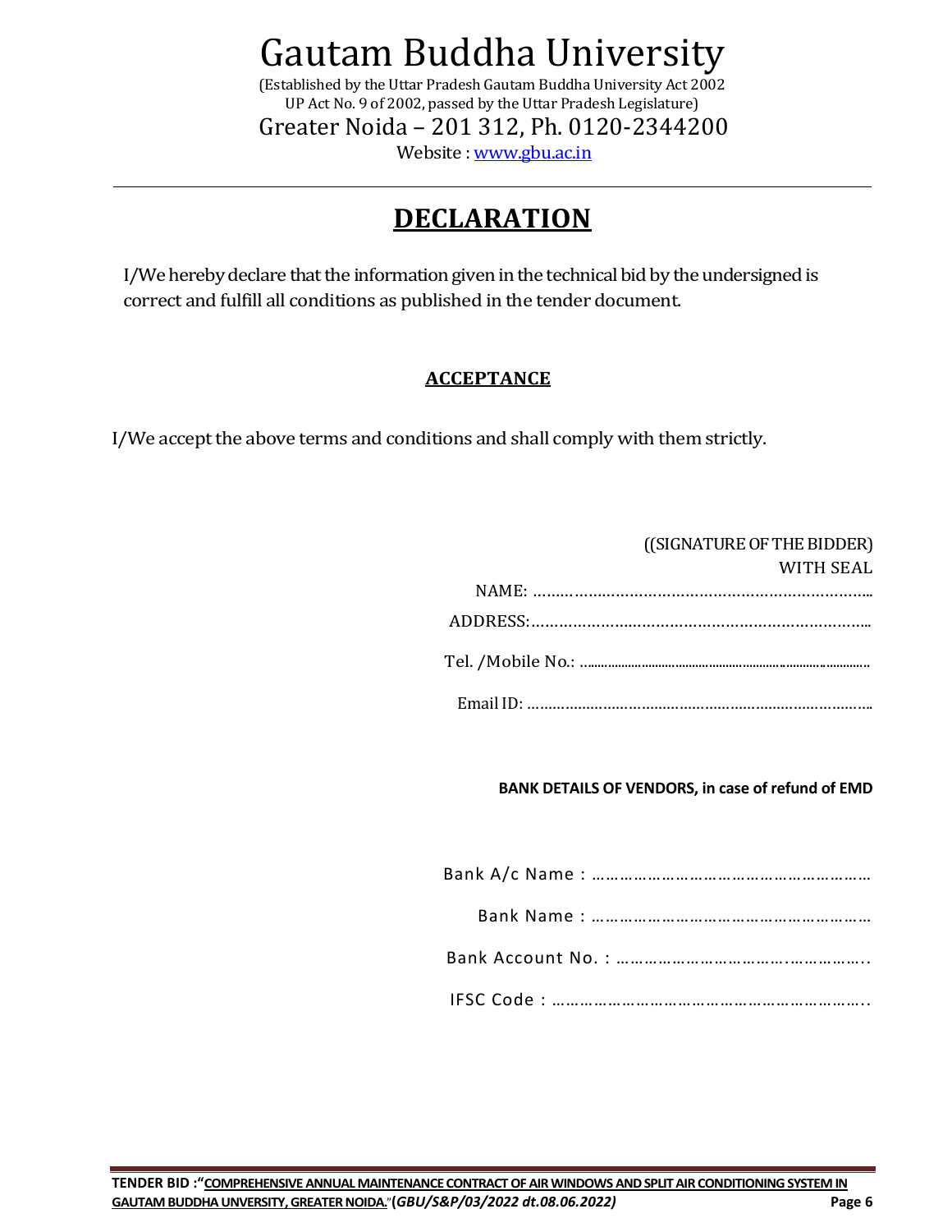# Gautam Buddha University

(Established by the Uttar Pradesh Gautam Buddha University Act 2002
UP Act No. 9 of 2002, passed by the Uttar Pradesh Legislature)

Greater Noida – 201 312, Ph. 0120-2344200

Website : www.gbu.ac.in

---

## DECLARATION

I/We hereby declare that the information given in the technical bid by the undersigned is correct and fulfill all conditions as published in the tender document.

### ACCEPTANCE

I/We accept the above terms and conditions and shall comply with them strictly.

((SIGNATURE OF THE BIDDER)
WITH SEAL

NAME: ………………………………………………………………..

ADDRESS:………………………………………………………………..

Tel. /Mobile No.: ……………………………………………………………

Email ID: ………………………………………………………………….

**BANK DETAILS OF VENDORS, in case of refund of EMD**

Bank A/c Name : …………………………………………………

Bank Name : …………………………………………………

Bank Account No. : ………………………………….……………..

IFSC Code : ………………………………………………………..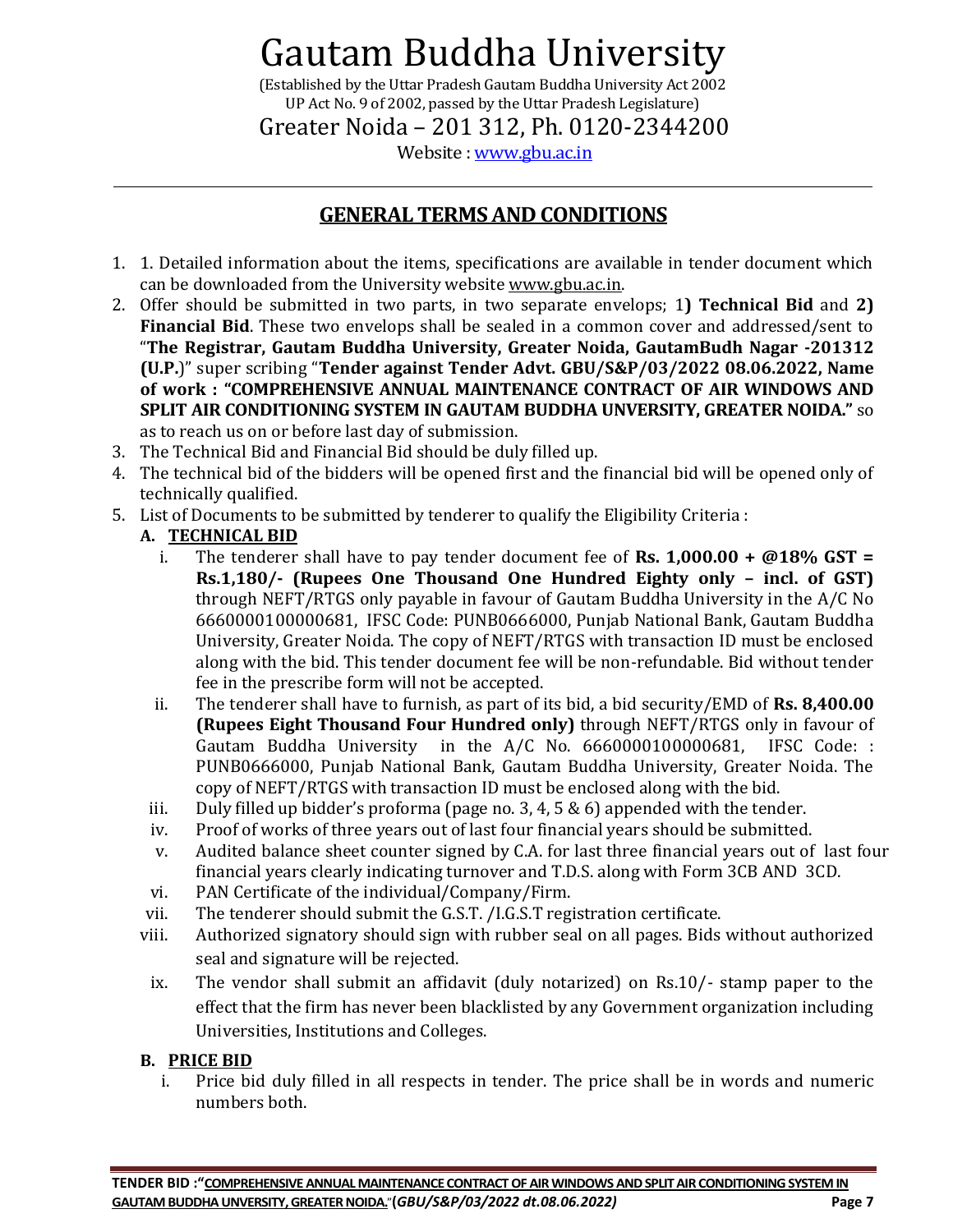# Gautam Buddha University

(Established by the Uttar Pradesh Gautam Buddha University Act 2002
UP Act No. 9 of 2002, passed by the Uttar Pradesh Legislature)

Greater Noida – 201 312, Ph. 0120-2344200

Website : www.gbu.ac.in

## GENERAL TERMS AND CONDITIONS

1. 1. Detailed information about the items, specifications are available in tender document which can be downloaded from the University website www.gbu.ac.in.
2. Offer should be submitted in two parts, in two separate envelops; 1**) Technical Bid** and **2) Financial Bid**. These two envelops shall be sealed in a common cover and addressed/sent to "**The Registrar, Gautam Buddha University, Greater Noida, GautamBudh Nagar -201312 (U.P.**)" super scribing "**Tender against Tender Advt. GBU/S&P/03/2022 08.06.2022, Name of work : "COMPREHENSIVE ANNUAL MAINTENANCE CONTRACT OF AIR WINDOWS AND SPLIT AIR CONDITIONING SYSTEM IN GAUTAM BUDDHA UNVERSITY, GREATER NOIDA."** so as to reach us on or before last day of submission.
3. The Technical Bid and Financial Bid should be duly filled up.
4. The technical bid of the bidders will be opened first and the financial bid will be opened only of technically qualified.
5. List of Documents to be submitted by tenderer to qualify the Eligibility Criteria :

   **A. TECHNICAL BID**

   i. The tenderer shall have to pay tender document fee of **Rs. 1,000.00 + @18% GST = Rs.1,180/- (Rupees One Thousand One Hundred Eighty only – incl. of GST)** through NEFT/RTGS only payable in favour of Gautam Buddha University in the A/C No 6660000100000681, IFSC Code: PUNB0666000, Punjab National Bank, Gautam Buddha University, Greater Noida. The copy of NEFT/RTGS with transaction ID must be enclosed along with the bid. This tender document fee will be non-refundable. Bid without tender fee in the prescribe form will not be accepted.

   ii. The tenderer shall have to furnish, as part of its bid, a bid security/EMD of **Rs. 8,400.00 (Rupees Eight Thousand Four Hundred only)** through NEFT/RTGS only in favour of Gautam Buddha University in the A/C No. 6660000100000681, IFSC Code: : PUNB0666000, Punjab National Bank, Gautam Buddha University, Greater Noida. The copy of NEFT/RTGS with transaction ID must be enclosed along with the bid.

   iii. Duly filled up bidder's proforma (page no. 3, 4, 5 & 6) appended with the tender.

   iv. Proof of works of three years out of last four financial years should be submitted.

   v. Audited balance sheet counter signed by C.A. for last three financial years out of last four financial years clearly indicating turnover and T.D.S. along with Form 3CB AND 3CD.

   vi. PAN Certificate of the individual/Company/Firm.

   vii. The tenderer should submit the G.S.T. /I.G.S.T registration certificate.

   viii. Authorized signatory should sign with rubber seal on all pages. Bids without authorized seal and signature will be rejected.

   ix. The vendor shall submit an affidavit (duly notarized) on Rs.10/- stamp paper to the effect that the firm has never been blacklisted by any Government organization including Universities, Institutions and Colleges.

   **B. PRICE BID**

   i. Price bid duly filled in all respects in tender. The price shall be in words and numeric numbers both.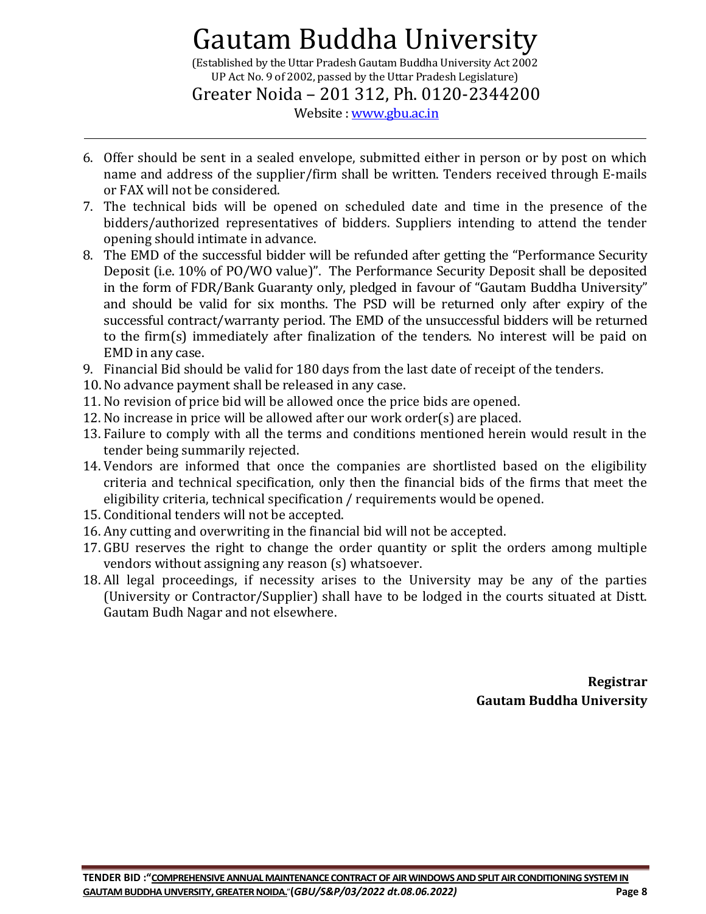6. Offer should be sent in a sealed envelope, submitted either in person or by post on which name and address of the supplier/firm shall be written. Tenders received through E-mails or FAX will not be considered.
7. The technical bids will be opened on scheduled date and time in the presence of the bidders/authorized representatives of bidders. Suppliers intending to attend the tender opening should intimate in advance.
8. The EMD of the successful bidder will be refunded after getting the "Performance Security Deposit (i.e. 10% of PO/WO value)". The Performance Security Deposit shall be deposited in the form of FDR/Bank Guaranty only, pledged in favour of "Gautam Buddha University" and should be valid for six months. The PSD will be returned only after expiry of the successful contract/warranty period. The EMD of the unsuccessful bidders will be returned to the firm(s) immediately after finalization of the tenders. No interest will be paid on EMD in any case.
9. Financial Bid should be valid for 180 days from the last date of receipt of the tenders.
10. No advance payment shall be released in any case.
11. No revision of price bid will be allowed once the price bids are opened.
12. No increase in price will be allowed after our work order(s) are placed.
13. Failure to comply with all the terms and conditions mentioned herein would result in the tender being summarily rejected.
14. Vendors are informed that once the companies are shortlisted based on the eligibility criteria and technical specification, only then the financial bids of the firms that meet the eligibility criteria, technical specification / requirements would be opened.
15. Conditional tenders will not be accepted.
16. Any cutting and overwriting in the financial bid will not be accepted.
17. GBU reserves the right to change the order quantity or split the orders among multiple vendors without assigning any reason (s) whatsoever.
18. All legal proceedings, if necessity arises to the University may be any of the parties (University or Contractor/Supplier) shall have to be lodged in the courts situated at Distt. Gautam Budh Nagar and not elsewhere.

**Registrar**
**Gautam Buddha University**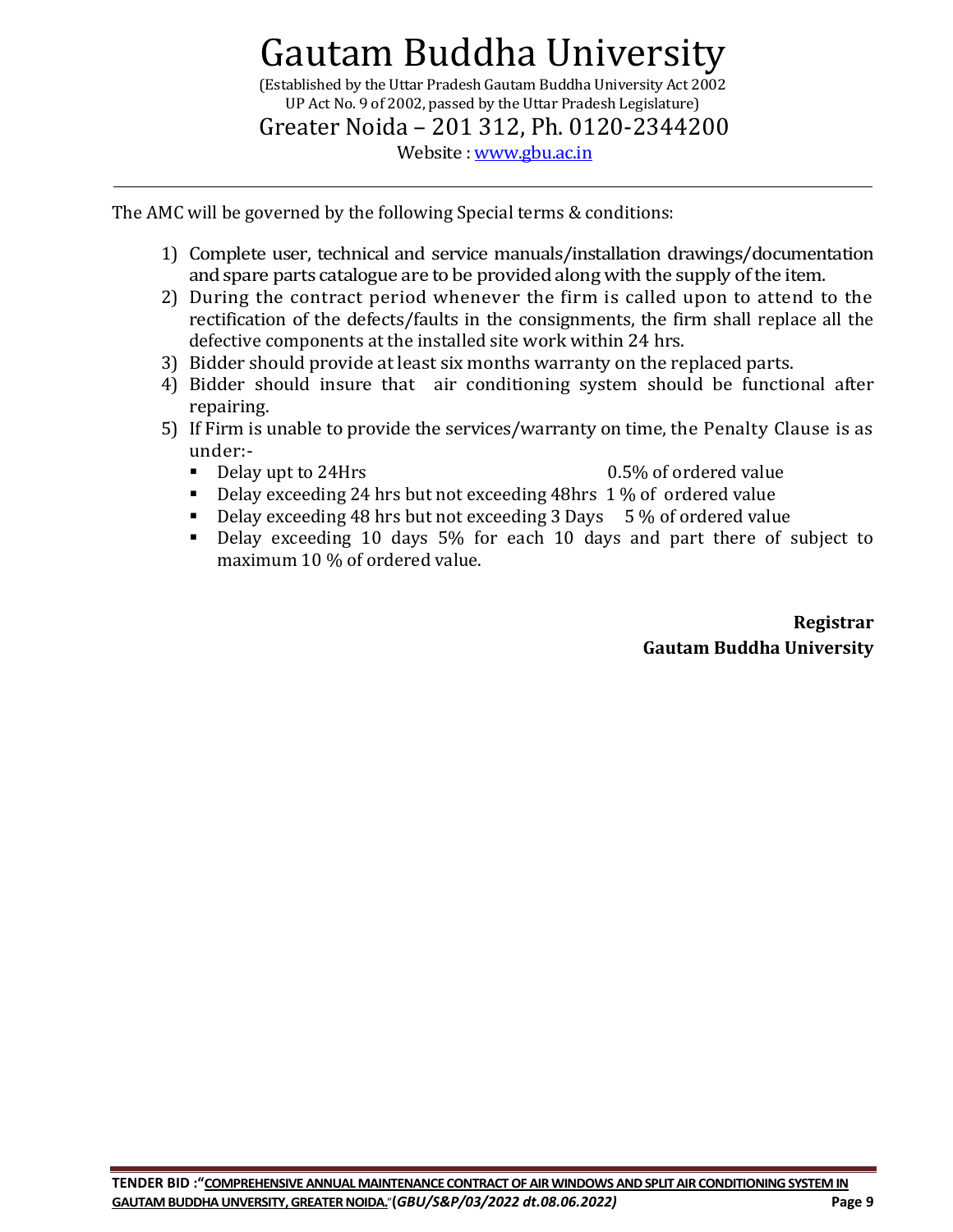The AMC will be governed by the following Special terms & conditions:

1) Complete user, technical and service manuals/installation drawings/documentation and spare parts catalogue are to be provided along with the supply of the item.
2) During the contract period whenever the firm is called upon to attend to the rectification of the defects/faults in the consignments, the firm shall replace all the defective components at the installed site work within 24 hrs.
3) Bidder should provide at least six months warranty on the replaced parts.
4) Bidder should insure that air conditioning system should be functional after repairing.
5) If Firm is unable to provide the services/warranty on time, the Penalty Clause is as under:-
   - Delay upt to 24Hrs 0.5% of ordered value
   - Delay exceeding 24 hrs but not exceeding 48hrs 1 % of ordered value
   - Delay exceeding 48 hrs but not exceeding 3 Days 5 % of ordered value
   - Delay exceeding 10 days 5% for each 10 days and part there of subject to maximum 10 % of ordered value.

**Registrar**
**Gautam Buddha University**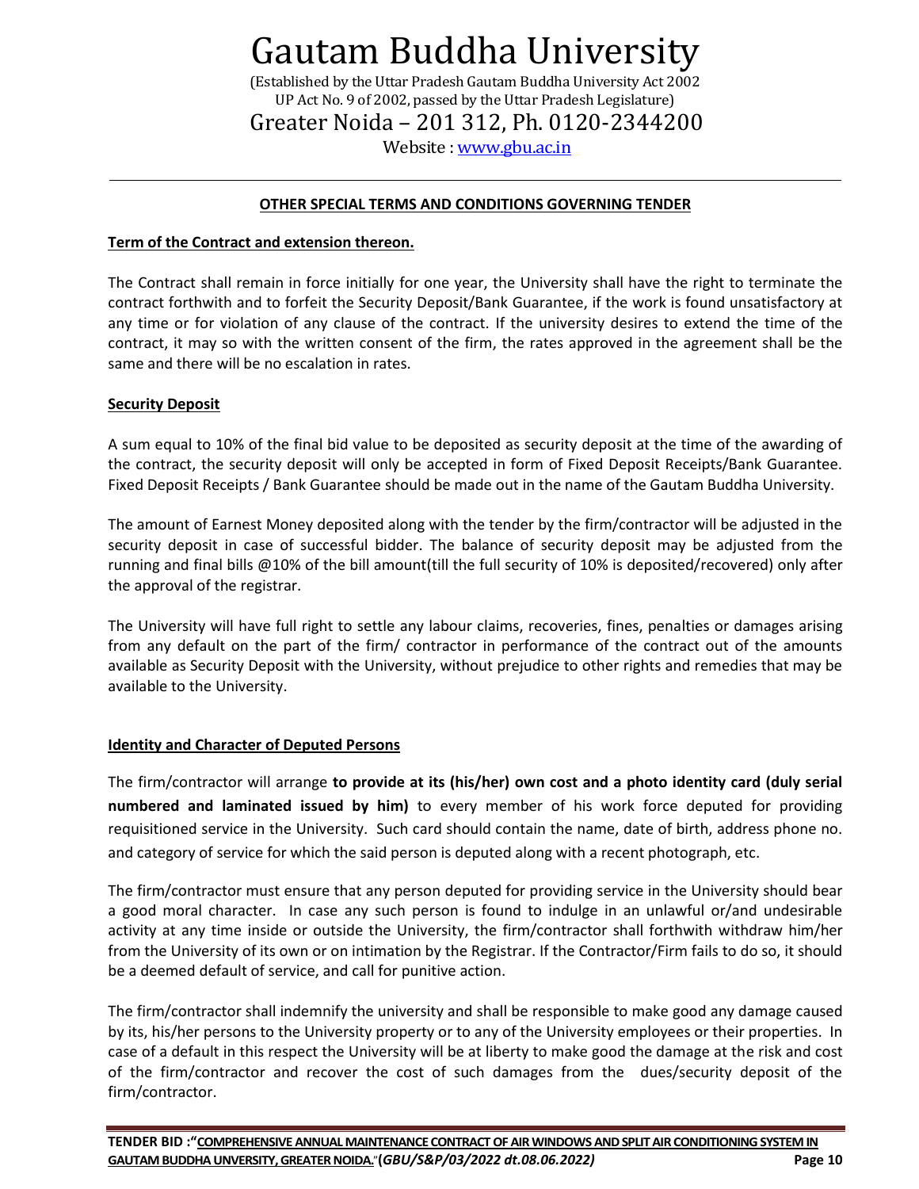## OTHER SPECIAL TERMS AND CONDITIONS GOVERNING TENDER

### Term of the Contract and extension thereon.

The Contract shall remain in force initially for one year, the University shall have the right to terminate the contract forthwith and to forfeit the Security Deposit/Bank Guarantee, if the work is found unsatisfactory at any time or for violation of any clause of the contract. If the university desires to extend the time of the contract, it may so with the written consent of the firm, the rates approved in the agreement shall be the same and there will be no escalation in rates.

### Security Deposit

A sum equal to 10% of the final bid value to be deposited as security deposit at the time of the awarding of the contract, the security deposit will only be accepted in form of Fixed Deposit Receipts/Bank Guarantee. Fixed Deposit Receipts / Bank Guarantee should be made out in the name of the Gautam Buddha University.

The amount of Earnest Money deposited along with the tender by the firm/contractor will be adjusted in the security deposit in case of successful bidder. The balance of security deposit may be adjusted from the running and final bills @10% of the bill amount(till the full security of 10% is deposited/recovered) only after the approval of the registrar.

The University will have full right to settle any labour claims, recoveries, fines, penalties or damages arising from any default on the part of the firm/ contractor in performance of the contract out of the amounts available as Security Deposit with the University, without prejudice to other rights and remedies that may be available to the University.

### Identity and Character of Deputed Persons

The firm/contractor will arrange **to provide at its (his/her) own cost and a photo identity card (duly serial numbered and laminated issued by him)** to every member of his work force deputed for providing requisitioned service in the University. Such card should contain the name, date of birth, address phone no. and category of service for which the said person is deputed along with a recent photograph, etc.

The firm/contractor must ensure that any person deputed for providing service in the University should bear a good moral character. In case any such person is found to indulge in an unlawful or/and undesirable activity at any time inside or outside the University, the firm/contractor shall forthwith withdraw him/her from the University of its own or on intimation by the Registrar. If the Contractor/Firm fails to do so, it should be a deemed default of service, and call for punitive action.

The firm/contractor shall indemnify the university and shall be responsible to make good any damage caused by its, his/her persons to the University property or to any of the University employees or their properties. In case of a default in this respect the University will be at liberty to make good the damage at the risk and cost of the firm/contractor and recover the cost of such damages from the dues/security deposit of the firm/contractor.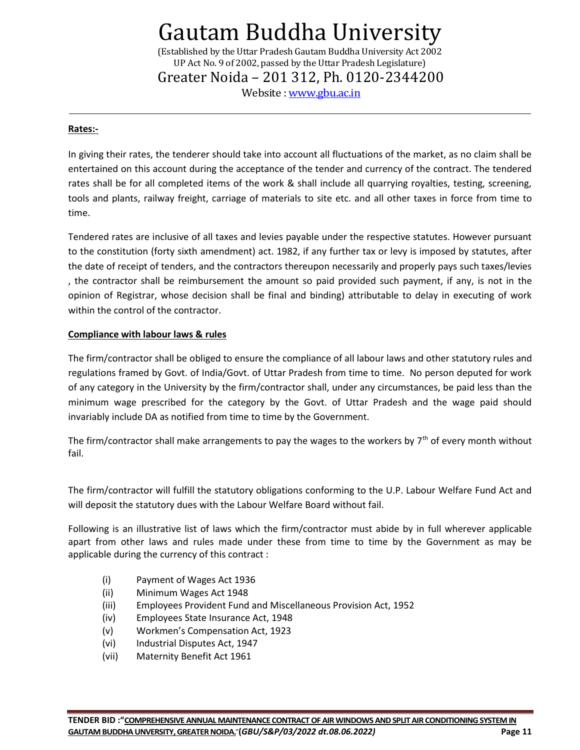**Rates:-**

In giving their rates, the tenderer should take into account all fluctuations of the market, as no claim shall be entertained on this account during the acceptance of the tender and currency of the contract. The tendered rates shall be for all completed items of the work & shall include all quarrying royalties, testing, screening, tools and plants, railway freight, carriage of materials to site etc. and all other taxes in force from time to time.

Tendered rates are inclusive of all taxes and levies payable under the respective statutes. However pursuant to the constitution (forty sixth amendment) act. 1982, if any further tax or levy is imposed by statutes, after the date of receipt of tenders, and the contractors thereupon necessarily and properly pays such taxes/levies , the contractor shall be reimbursement the amount so paid provided such payment, if any, is not in the opinion of Registrar, whose decision shall be final and binding) attributable to delay in executing of work within the control of the contractor.

**Compliance with labour laws & rules**

The firm/contractor shall be obliged to ensure the compliance of all labour laws and other statutory rules and regulations framed by Govt. of India/Govt. of Uttar Pradesh from time to time. No person deputed for work of any category in the University by the firm/contractor shall, under any circumstances, be paid less than the minimum wage prescribed for the category by the Govt. of Uttar Pradesh and the wage paid should invariably include DA as notified from time to time by the Government.

The firm/contractor shall make arrangements to pay the wages to the workers by 7th of every month without fail.

The firm/contractor will fulfill the statutory obligations conforming to the U.P. Labour Welfare Fund Act and will deposit the statutory dues with the Labour Welfare Board without fail.

Following is an illustrative list of laws which the firm/contractor must abide by in full wherever applicable apart from other laws and rules made under these from time to time by the Government as may be applicable during the currency of this contract :

- (i) Payment of Wages Act 1936
- (ii) Minimum Wages Act 1948
- (iii) Employees Provident Fund and Miscellaneous Provision Act, 1952
- (iv) Employees State Insurance Act, 1948
- (v) Workmen's Compensation Act, 1923
- (vi) Industrial Disputes Act, 1947
- (vii) Maternity Benefit Act 1961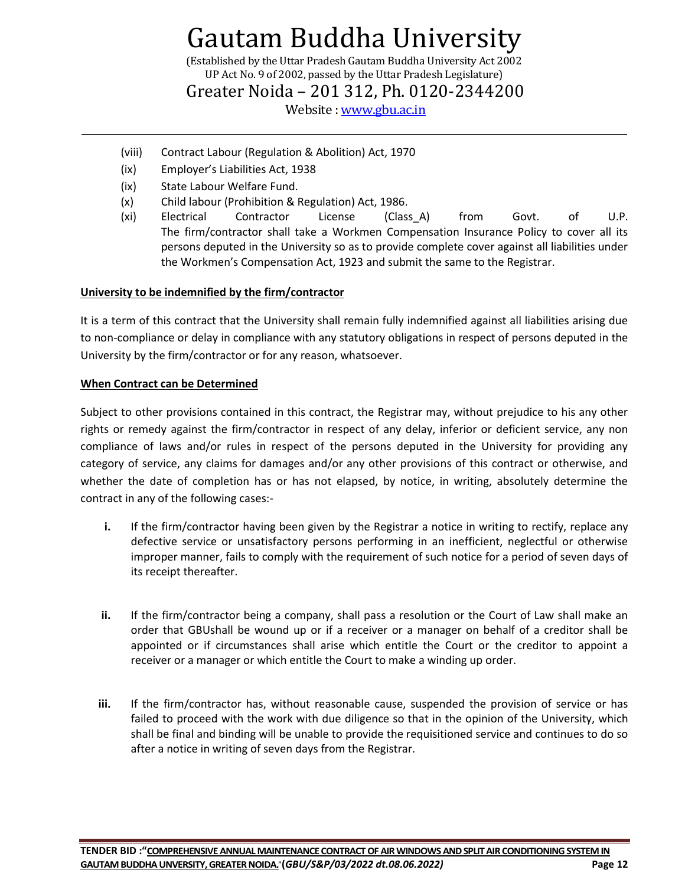(viii) Contract Labour (Regulation & Abolition) Act, 1970

(ix) Employer's Liabilities Act, 1938

(ix) State Labour Welfare Fund.

(x) Child labour (Prohibition & Regulation) Act, 1986.

(xi) Electrical Contractor License (Class_A) from Govt. of U.P. The firm/contractor shall take a Workmen Compensation Insurance Policy to cover all its persons deputed in the University so as to provide complete cover against all liabilities under the Workmen's Compensation Act, 1923 and submit the same to the Registrar.

**University to be indemnified by the firm/contractor**

It is a term of this contract that the University shall remain fully indemnified against all liabilities arising due to non-compliance or delay in compliance with any statutory obligations in respect of persons deputed in the University by the firm/contractor or for any reason, whatsoever.

**When Contract can be Determined**

Subject to other provisions contained in this contract, the Registrar may, without prejudice to his any other rights or remedy against the firm/contractor in respect of any delay, inferior or deficient service, any non compliance of laws and/or rules in respect of the persons deputed in the University for providing any category of service, any claims for damages and/or any other provisions of this contract or otherwise, and whether the date of completion has or has not elapsed, by notice, in writing, absolutely determine the contract in any of the following cases:-

**i.** If the firm/contractor having been given by the Registrar a notice in writing to rectify, replace any defective service or unsatisfactory persons performing in an inefficient, neglectful or otherwise improper manner, fails to comply with the requirement of such notice for a period of seven days of its receipt thereafter.

**ii.** If the firm/contractor being a company, shall pass a resolution or the Court of Law shall make an order that GBUshall be wound up or if a receiver or a manager on behalf of a creditor shall be appointed or if circumstances shall arise which entitle the Court or the creditor to appoint a receiver or a manager or which entitle the Court to make a winding up order.

**iii.** If the firm/contractor has, without reasonable cause, suspended the provision of service or has failed to proceed with the work with due diligence so that in the opinion of the University, which shall be final and binding will be unable to provide the requisitioned service and continues to do so after a notice in writing of seven days from the Registrar.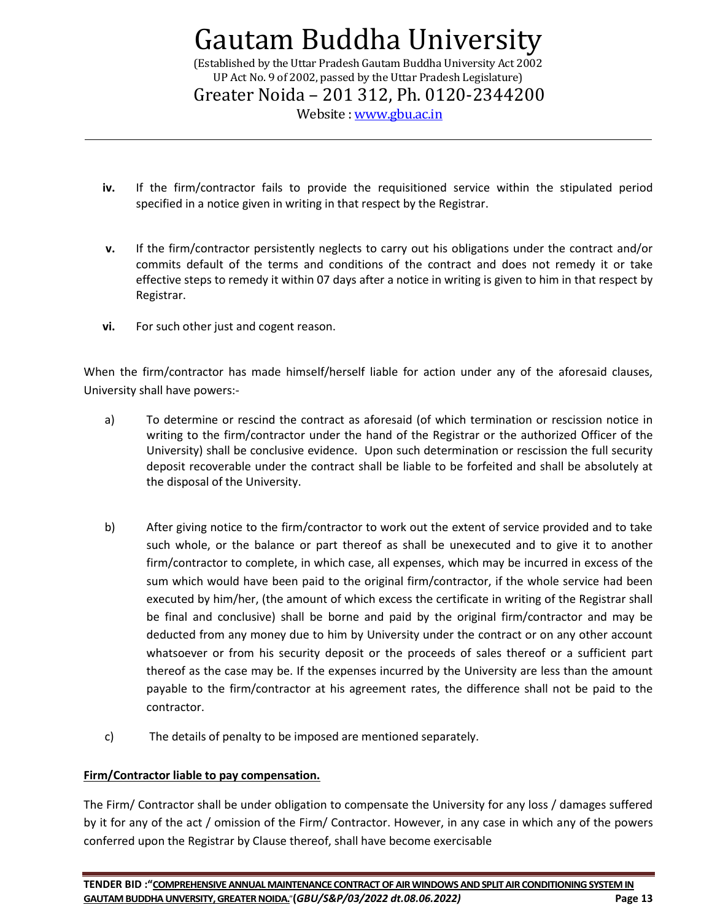- **iv.** If the firm/contractor fails to provide the requisitioned service within the stipulated period specified in a notice given in writing in that respect by the Registrar.

- **v.** If the firm/contractor persistently neglects to carry out his obligations under the contract and/or commits default of the terms and conditions of the contract and does not remedy it or take effective steps to remedy it within 07 days after a notice in writing is given to him in that respect by Registrar.

- **vi.** For such other just and cogent reason.

When the firm/contractor has made himself/herself liable for action under any of the aforesaid clauses, University shall have powers:-

a) To determine or rescind the contract as aforesaid (of which termination or rescission notice in writing to the firm/contractor under the hand of the Registrar or the authorized Officer of the University) shall be conclusive evidence. Upon such determination or rescission the full security deposit recoverable under the contract shall be liable to be forfeited and shall be absolutely at the disposal of the University.

b) After giving notice to the firm/contractor to work out the extent of service provided and to take such whole, or the balance or part thereof as shall be unexecuted and to give it to another firm/contractor to complete, in which case, all expenses, which may be incurred in excess of the sum which would have been paid to the original firm/contractor, if the whole service had been executed by him/her, (the amount of which excess the certificate in writing of the Registrar shall be final and conclusive) shall be borne and paid by the original firm/contractor and may be deducted from any money due to him by University under the contract or on any other account whatsoever or from his security deposit or the proceeds of sales thereof or a sufficient part thereof as the case may be. If the expenses incurred by the University are less than the amount payable to the firm/contractor at his agreement rates, the difference shall not be paid to the contractor.

c) The details of penalty to be imposed are mentioned separately.

**<u>Firm/Contractor liable to pay compensation.</u>**

The Firm/ Contractor shall be under obligation to compensate the University for any loss / damages suffered by it for any of the act / omission of the Firm/ Contractor. However, in any case in which any of the powers conferred upon the Registrar by Clause thereof, shall have become exercisable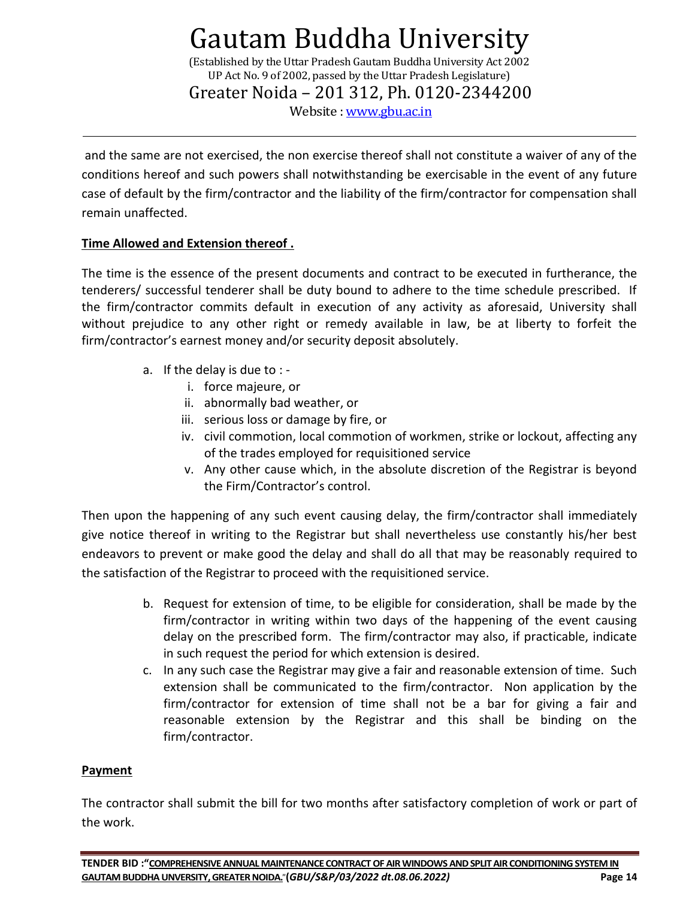and the same are not exercised, the non exercise thereof shall not constitute a waiver of any of the conditions hereof and such powers shall notwithstanding be exercisable in the event of any future case of default by the firm/contractor and the liability of the firm/contractor for compensation shall remain unaffected.

**Time Allowed and Extension thereof .**

The time is the essence of the present documents and contract to be executed in furtherance, the tenderers/ successful tenderer shall be duty bound to adhere to the time schedule prescribed. If the firm/contractor commits default in execution of any activity as aforesaid, University shall without prejudice to any other right or remedy available in law, be at liberty to forfeit the firm/contractor's earnest money and/or security deposit absolutely.

a. If the delay is due to : -
   i. force majeure, or
   ii. abnormally bad weather, or
   iii. serious loss or damage by fire, or
   iv. civil commotion, local commotion of workmen, strike or lockout, affecting any of the trades employed for requisitioned service
   v. Any other cause which, in the absolute discretion of the Registrar is beyond the Firm/Contractor's control.

Then upon the happening of any such event causing delay, the firm/contractor shall immediately give notice thereof in writing to the Registrar but shall nevertheless use constantly his/her best endeavors to prevent or make good the delay and shall do all that may be reasonably required to the satisfaction of the Registrar to proceed with the requisitioned service.

b. Request for extension of time, to be eligible for consideration, shall be made by the firm/contractor in writing within two days of the happening of the event causing delay on the prescribed form. The firm/contractor may also, if practicable, indicate in such request the period for which extension is desired.
c. In any such case the Registrar may give a fair and reasonable extension of time. Such extension shall be communicated to the firm/contractor. Non application by the firm/contractor for extension of time shall not be a bar for giving a fair and reasonable extension by the Registrar and this shall be binding on the firm/contractor.

**Payment**

The contractor shall submit the bill for two months after satisfactory completion of work or part of the work.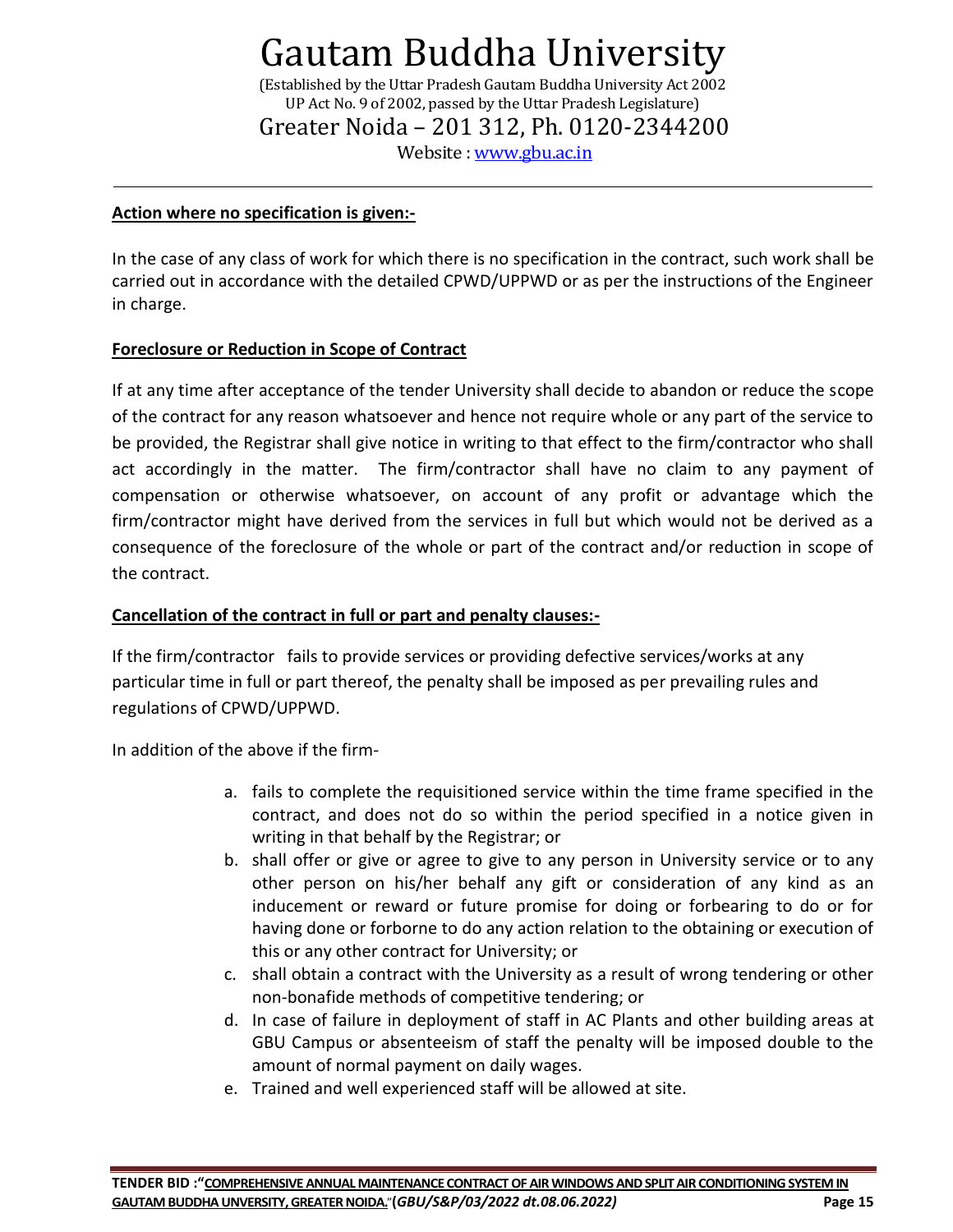**Action where no specification is given:-**

In the case of any class of work for which there is no specification in the contract, such work shall be carried out in accordance with the detailed CPWD/UPPWD or as per the instructions of the Engineer in charge.

**Foreclosure or Reduction in Scope of Contract**

If at any time after acceptance of the tender University shall decide to abandon or reduce the scope of the contract for any reason whatsoever and hence not require whole or any part of the service to be provided, the Registrar shall give notice in writing to that effect to the firm/contractor who shall act accordingly in the matter. The firm/contractor shall have no claim to any payment of compensation or otherwise whatsoever, on account of any profit or advantage which the firm/contractor might have derived from the services in full but which would not be derived as a consequence of the foreclosure of the whole or part of the contract and/or reduction in scope of the contract.

**Cancellation of the contract in full or part and penalty clauses:-**

If the firm/contractor fails to provide services or providing defective services/works at any particular time in full or part thereof, the penalty shall be imposed as per prevailing rules and regulations of CPWD/UPPWD.

In addition of the above if the firm-

a. fails to complete the requisitioned service within the time frame specified in the contract, and does not do so within the period specified in a notice given in writing in that behalf by the Registrar; or
b. shall offer or give or agree to give to any person in University service or to any other person on his/her behalf any gift or consideration of any kind as an inducement or reward or future promise for doing or forbearing to do or for having done or forborne to do any action relation to the obtaining or execution of this or any other contract for University; or
c. shall obtain a contract with the University as a result of wrong tendering or other non-bonafide methods of competitive tendering; or
d. In case of failure in deployment of staff in AC Plants and other building areas at GBU Campus or absenteeism of staff the penalty will be imposed double to the amount of normal payment on daily wages.
e. Trained and well experienced staff will be allowed at site.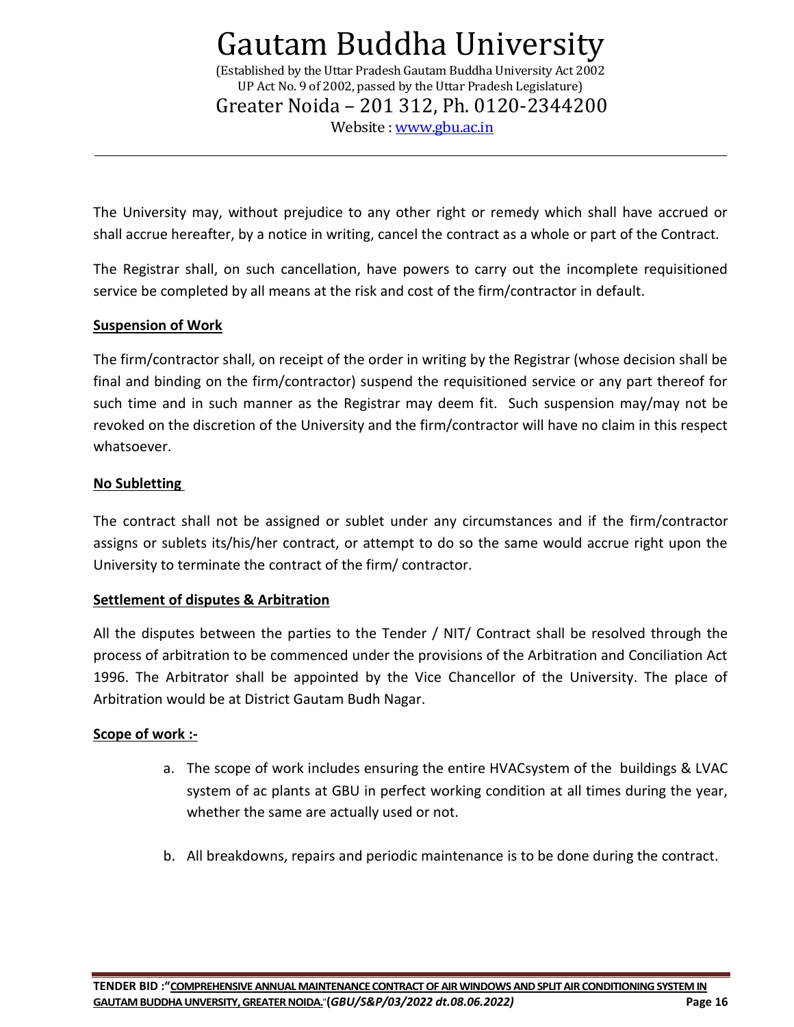The University may, without prejudice to any other right or remedy which shall have accrued or shall accrue hereafter, by a notice in writing, cancel the contract as a whole or part of the Contract.

The Registrar shall, on such cancellation, have powers to carry out the incomplete requisitioned service be completed by all means at the risk and cost of the firm/contractor in default.

**Suspension of Work**

The firm/contractor shall, on receipt of the order in writing by the Registrar (whose decision shall be final and binding on the firm/contractor) suspend the requisitioned service or any part thereof for such time and in such manner as the Registrar may deem fit. Such suspension may/may not be revoked on the discretion of the University and the firm/contractor will have no claim in this respect whatsoever.

**No Subletting**

The contract shall not be assigned or sublet under any circumstances and if the firm/contractor assigns or sublets its/his/her contract, or attempt to do so the same would accrue right upon the University to terminate the contract of the firm/ contractor.

**Settlement of disputes & Arbitration**

All the disputes between the parties to the Tender / NIT/ Contract shall be resolved through the process of arbitration to be commenced under the provisions of the Arbitration and Conciliation Act 1996. The Arbitrator shall be appointed by the Vice Chancellor of the University. The place of Arbitration would be at District Gautam Budh Nagar.

**Scope of work :-**

a. The scope of work includes ensuring the entire HVACsystem of the buildings & LVAC system of ac plants at GBU in perfect working condition at all times during the year, whether the same are actually used or not.

b. All breakdowns, repairs and periodic maintenance is to be done during the contract.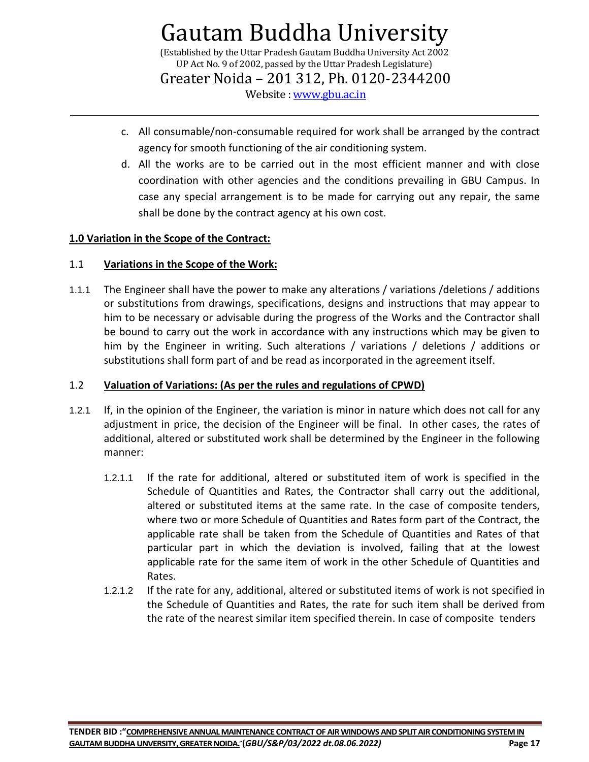c. All consumable/non-consumable required for work shall be arranged by the contract agency for smooth functioning of the air conditioning system.

d. All the works are to be carried out in the most efficient manner and with close coordination with other agencies and the conditions prevailing in GBU Campus. In case any special arrangement is to be made for carrying out any repair, the same shall be done by the contract agency at his own cost.

**1.0 Variation in the Scope of the Contract:**

1.1 **Variations in the Scope of the Work:**

1.1.1 The Engineer shall have the power to make any alterations / variations /deletions / additions or substitutions from drawings, specifications, designs and instructions that may appear to him to be necessary or advisable during the progress of the Works and the Contractor shall be bound to carry out the work in accordance with any instructions which may be given to him by the Engineer in writing. Such alterations / variations / deletions / additions or substitutions shall form part of and be read as incorporated in the agreement itself.

1.2 **Valuation of Variations: (As per the rules and regulations of CPWD)**

1.2.1 If, in the opinion of the Engineer, the variation is minor in nature which does not call for any adjustment in price, the decision of the Engineer will be final. In other cases, the rates of additional, altered or substituted work shall be determined by the Engineer in the following manner:

1.2.1.1 If the rate for additional, altered or substituted item of work is specified in the Schedule of Quantities and Rates, the Contractor shall carry out the additional, altered or substituted items at the same rate. In the case of composite tenders, where two or more Schedule of Quantities and Rates form part of the Contract, the applicable rate shall be taken from the Schedule of Quantities and Rates of that particular part in which the deviation is involved, failing that at the lowest applicable rate for the same item of work in the other Schedule of Quantities and Rates.

1.2.1.2 If the rate for any, additional, altered or substituted items of work is not specified in the Schedule of Quantities and Rates, the rate for such item shall be derived from the rate of the nearest similar item specified therein. In case of composite tenders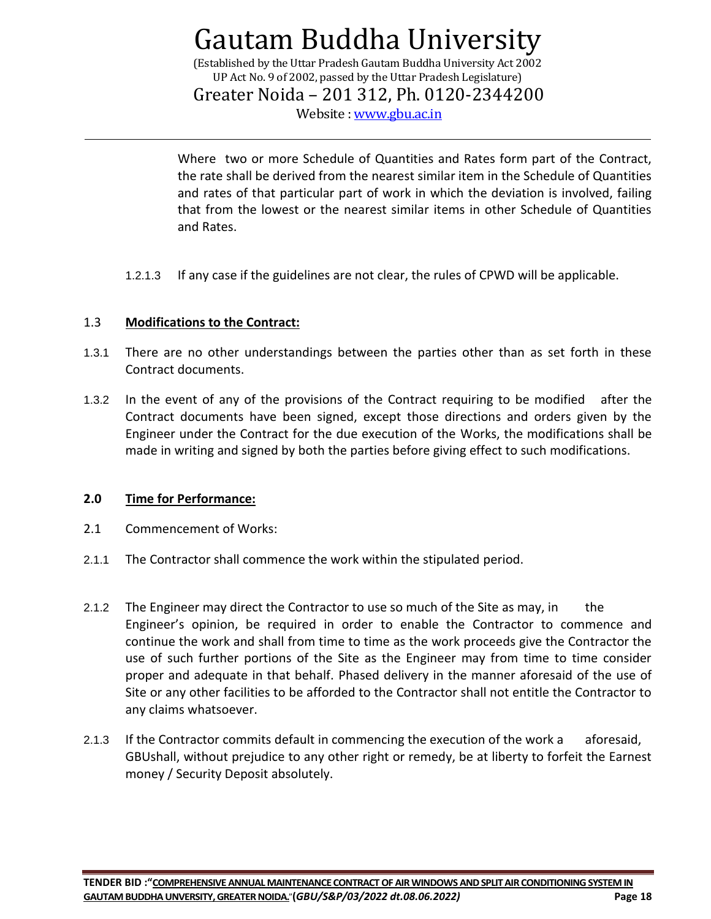Where two or more Schedule of Quantities and Rates form part of the Contract, the rate shall be derived from the nearest similar item in the Schedule of Quantities and rates of that particular part of work in which the deviation is involved, failing that from the lowest or the nearest similar items in other Schedule of Quantities and Rates.

1.2.1.3 If any case if the guidelines are not clear, the rules of CPWD will be applicable.

1.3 **Modifications to the Contract:**

1.3.1 There are no other understandings between the parties other than as set forth in these Contract documents.

1.3.2 In the event of any of the provisions of the Contract requiring to be modified after the Contract documents have been signed, except those directions and orders given by the Engineer under the Contract for the due execution of the Works, the modifications shall be made in writing and signed by both the parties before giving effect to such modifications.

**2.0 Time for Performance:**

2.1 Commencement of Works:

2.1.1 The Contractor shall commence the work within the stipulated period.

2.1.2 The Engineer may direct the Contractor to use so much of the Site as may, in the Engineer's opinion, be required in order to enable the Contractor to commence and continue the work and shall from time to time as the work proceeds give the Contractor the use of such further portions of the Site as the Engineer may from time to time consider proper and adequate in that behalf. Phased delivery in the manner aforesaid of the use of Site or any other facilities to be afforded to the Contractor shall not entitle the Contractor to any claims whatsoever.

2.1.3 If the Contractor commits default in commencing the execution of the work a aforesaid, GBUshall, without prejudice to any other right or remedy, be at liberty to forfeit the Earnest money / Security Deposit absolutely.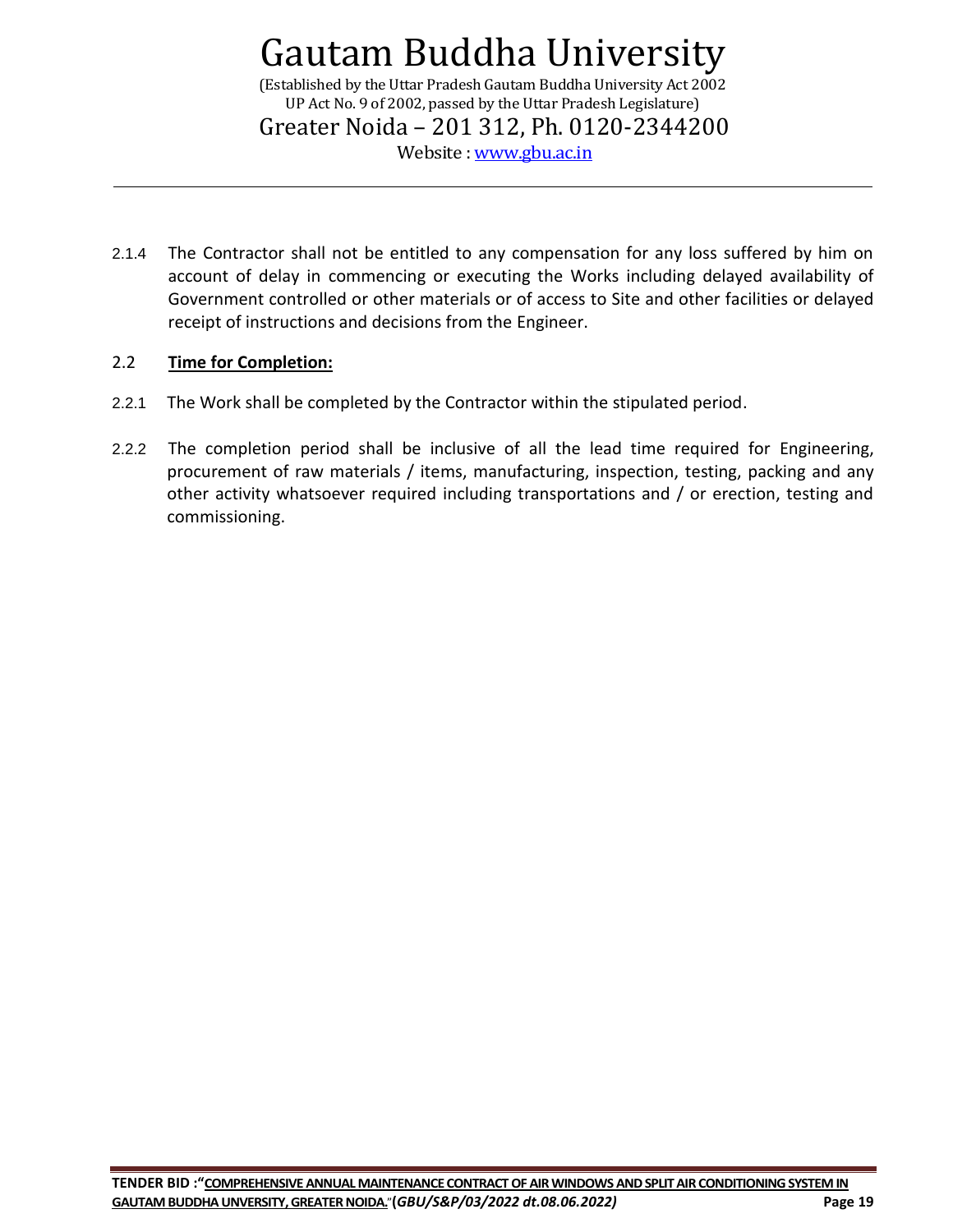2.1.4 The Contractor shall not be entitled to any compensation for any loss suffered by him on account of delay in commencing or executing the Works including delayed availability of Government controlled or other materials or of access to Site and other facilities or delayed receipt of instructions and decisions from the Engineer.

### 2.2 Time for Completion:

2.2.1 The Work shall be completed by the Contractor within the stipulated period.

2.2.2 The completion period shall be inclusive of all the lead time required for Engineering, procurement of raw materials / items, manufacturing, inspection, testing, packing and any other activity whatsoever required including transportations and / or erection, testing and commissioning.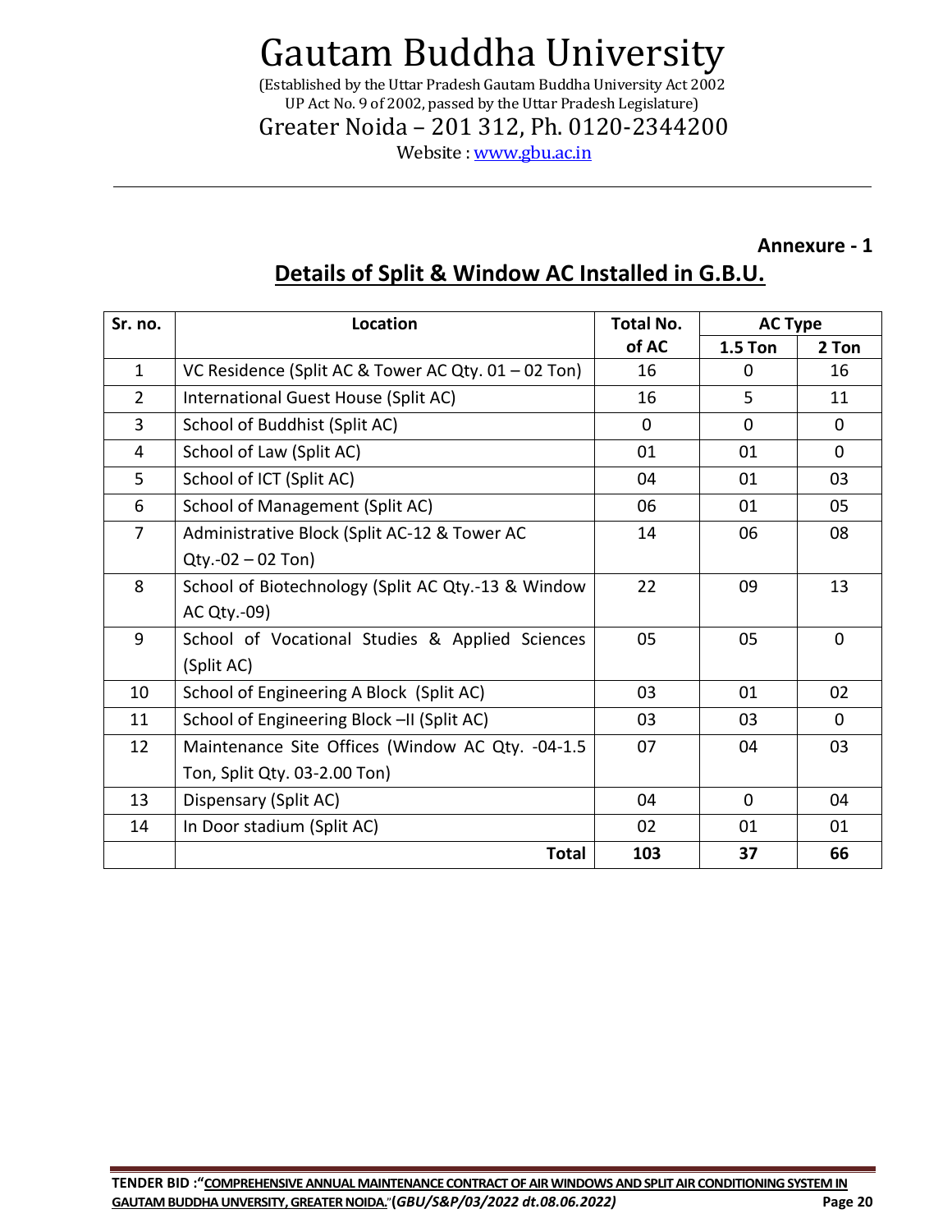# Gautam Buddha University

(Established by the Uttar Pradesh Gautam Buddha University Act 2002
UP Act No. 9 of 2002, passed by the Uttar Pradesh Legislature)

Greater Noida – 201 312, Ph. 0120-2344200

Website : www.gbu.ac.in

**Annexure - 1**

## Details of Split & Window AC Installed in G.B.U.

| Sr. no. | Location | Total No. of AC | AC Type | |
|---|---|---|---|---|
| | | | 1.5 Ton | 2 Ton |
| 1 | VC Residence (Split AC & Tower AC Qty. 01 – 02 Ton) | 16 | 0 | 16 |
| 2 | International Guest House (Split AC) | 16 | 5 | 11 |
| 3 | School of Buddhist (Split AC) | 0 | 0 | 0 |
| 4 | School of Law (Split AC) | 01 | 01 | 0 |
| 5 | School of ICT (Split AC) | 04 | 01 | 03 |
| 6 | School of Management (Split AC) | 06 | 01 | 05 |
| 7 | Administrative Block (Split AC-12 & Tower AC Qty.-02 – 02 Ton) | 14 | 06 | 08 |
| 8 | School of Biotechnology (Split AC Qty.-13 & Window AC Qty.-09) | 22 | 09 | 13 |
| 9 | School of Vocational Studies & Applied Sciences (Split AC) | 05 | 05 | 0 |
| 10 | School of Engineering A Block (Split AC) | 03 | 01 | 02 |
| 11 | School of Engineering Block –II (Split AC) | 03 | 03 | 0 |
| 12 | Maintenance Site Offices (Window AC Qty. -04-1.5 Ton, Split Qty. 03-2.00 Ton) | 07 | 04 | 03 |
| 13 | Dispensary (Split AC) | 04 | 0 | 04 |
| 14 | In Door stadium (Split AC) | 02 | 01 | 01 |
| | **Total** | **103** | **37** | **66** |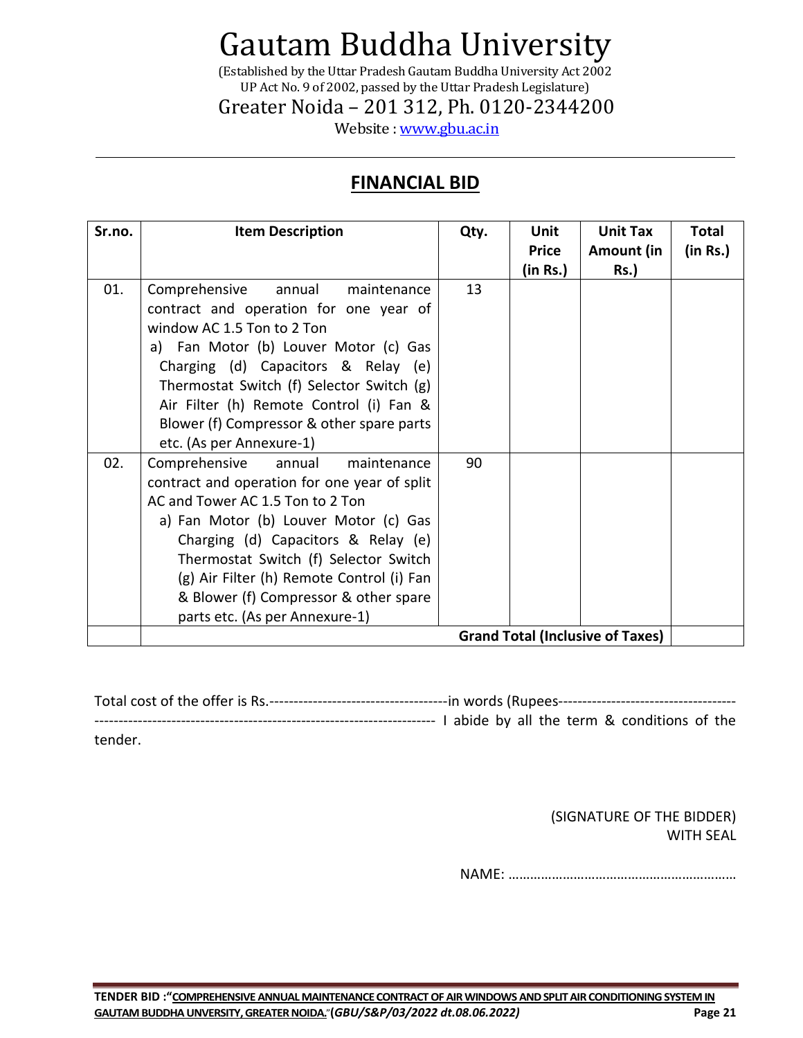# Gautam Buddha University

(Established by the Uttar Pradesh Gautam Buddha University Act 2002
UP Act No. 9 of 2002, passed by the Uttar Pradesh Legislature)

Greater Noida – 201 312, Ph. 0120-2344200

Website : www.gbu.ac.in

## FINANCIAL BID

| Sr.no. | Item Description | Qty. | Unit Price (in Rs.) | Unit Tax Amount (in Rs.) | Total (in Rs.) |
|---|---|---|---|---|---|
| 01. | Comprehensive annual maintenance contract and operation for one year of window AC 1.5 Ton to 2 Ton a) Fan Motor (b) Louver Motor (c) Gas Charging (d) Capacitors & Relay (e) Thermostat Switch (f) Selector Switch (g) Air Filter (h) Remote Control (i) Fan & Blower (f) Compressor & other spare parts etc. (As per Annexure-1) | 13 | | | |
| 02. | Comprehensive annual maintenance contract and operation for one year of split AC and Tower AC 1.5 Ton to 2 Ton a) Fan Motor (b) Louver Motor (c) Gas Charging (d) Capacitors & Relay (e) Thermostat Switch (f) Selector Switch (g) Air Filter (h) Remote Control (i) Fan & Blower (f) Compressor & other spare parts etc. (As per Annexure-1) | 90 | | | |
| | **Grand Total (Inclusive of Taxes)** | | | | |

Total cost of the offer is Rs.-------------------------------------in words (Rupees---------------------------------------------------------------------------------------------------------- I abide by all the term & conditions of the tender.

(SIGNATURE OF THE BIDDER)
WITH SEAL

NAME: ……………………………………………………

**TENDER BID :"COMPREHENSIVE ANNUAL MAINTENANCE CONTRACT OF AIR WINDOWS AND SPLIT AIR CONDITIONING SYSTEM IN GAUTAM BUDDHA UNVERSITY, GREATER NOIDA."(*GBU/S&P/03/2022 dt.08.06.2022)***